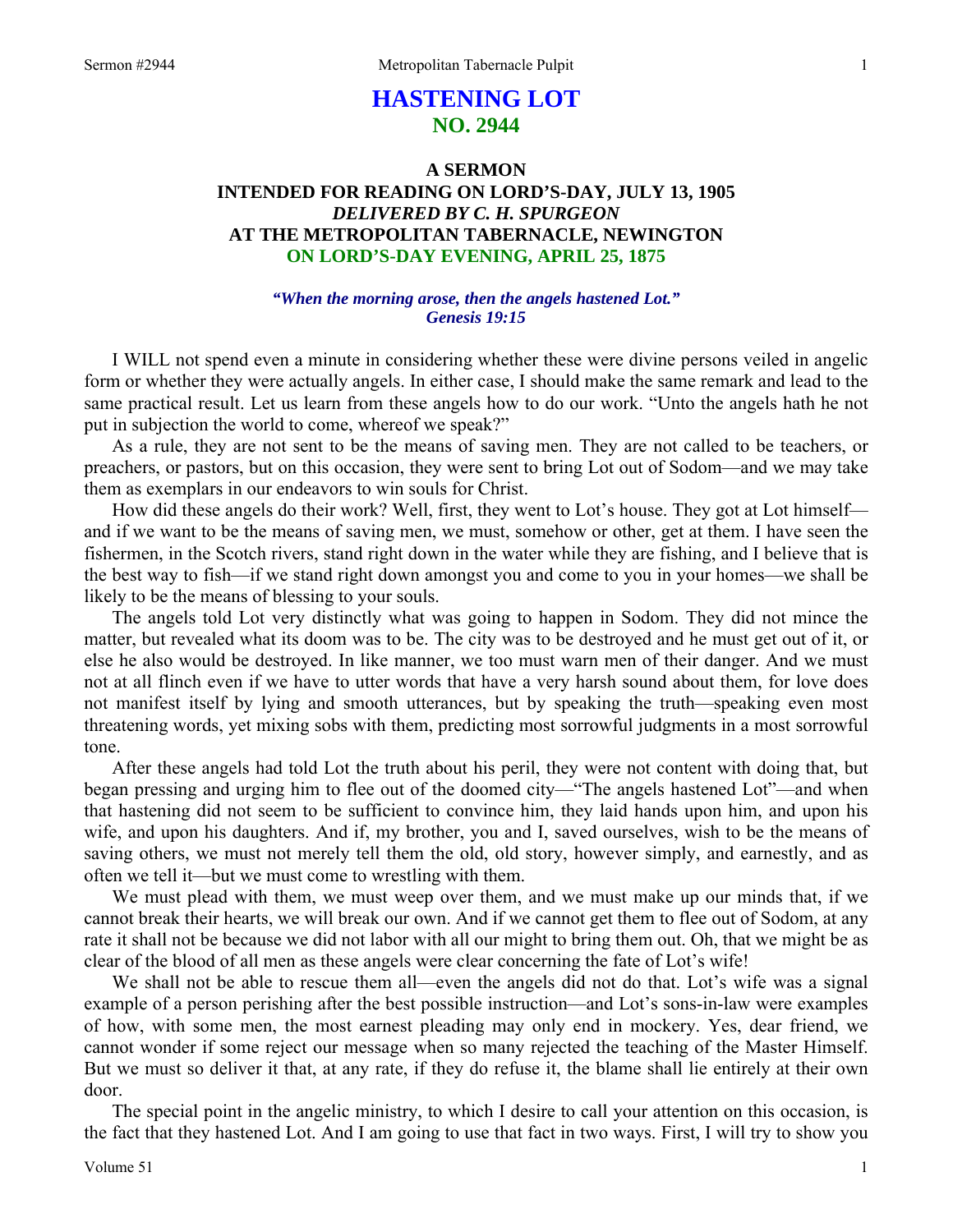# HASTENING LOT
## NO. 2944

### A SERMON
### INTENDED FOR READING ON LORD'S-DAY, JULY 13, 1905
### *DELIVERED BY C. H. SPURGEON*
### AT THE METROPOLITAN TABERNACLE, NEWINGTON
### ON LORD'S-DAY EVENING, APRIL 25, 1875

***"When the morning arose, then the angels hastened Lot." Genesis 19:15***

I WILL not spend even a minute in considering whether these were divine persons veiled in angelic form or whether they were actually angels. In either case, I should make the same remark and lead to the same practical result. Let us learn from these angels how to do our work. "Unto the angels hath he not put in subjection the world to come, whereof we speak?"

As a rule, they are not sent to be the means of saving men. They are not called to be teachers, or preachers, or pastors, but on this occasion, they were sent to bring Lot out of Sodom—and we may take them as exemplars in our endeavors to win souls for Christ.

How did these angels do their work? Well, first, they went to Lot's house. They got at Lot himself—and if we want to be the means of saving men, we must, somehow or other, get at them. I have seen the fishermen, in the Scotch rivers, stand right down in the water while they are fishing, and I believe that is the best way to fish—if we stand right down amongst you and come to you in your homes—we shall be likely to be the means of blessing to your souls.

The angels told Lot very distinctly what was going to happen in Sodom. They did not mince the matter, but revealed what its doom was to be. The city was to be destroyed and he must get out of it, or else he also would be destroyed. In like manner, we too must warn men of their danger. And we must not at all flinch even if we have to utter words that have a very harsh sound about them, for love does not manifest itself by lying and smooth utterances, but by speaking the truth—speaking even most threatening words, yet mixing sobs with them, predicting most sorrowful judgments in a most sorrowful tone.

After these angels had told Lot the truth about his peril, they were not content with doing that, but began pressing and urging him to flee out of the doomed city—"The angels hastened Lot"—and when that hastening did not seem to be sufficient to convince him, they laid hands upon him, and upon his wife, and upon his daughters. And if, my brother, you and I, saved ourselves, wish to be the means of saving others, we must not merely tell them the old, old story, however simply, and earnestly, and as often we tell it—but we must come to wrestling with them.

We must plead with them, we must weep over them, and we must make up our minds that, if we cannot break their hearts, we will break our own. And if we cannot get them to flee out of Sodom, at any rate it shall not be because we did not labor with all our might to bring them out. Oh, that we might be as clear of the blood of all men as these angels were clear concerning the fate of Lot's wife!

We shall not be able to rescue them all—even the angels did not do that. Lot's wife was a signal example of a person perishing after the best possible instruction—and Lot's sons-in-law were examples of how, with some men, the most earnest pleading may only end in mockery. Yes, dear friend, we cannot wonder if some reject our message when so many rejected the teaching of the Master Himself. But we must so deliver it that, at any rate, if they do refuse it, the blame shall lie entirely at their own door.

The special point in the angelic ministry, to which I desire to call your attention on this occasion, is the fact that they hastened Lot. And I am going to use that fact in two ways. First, I will try to show you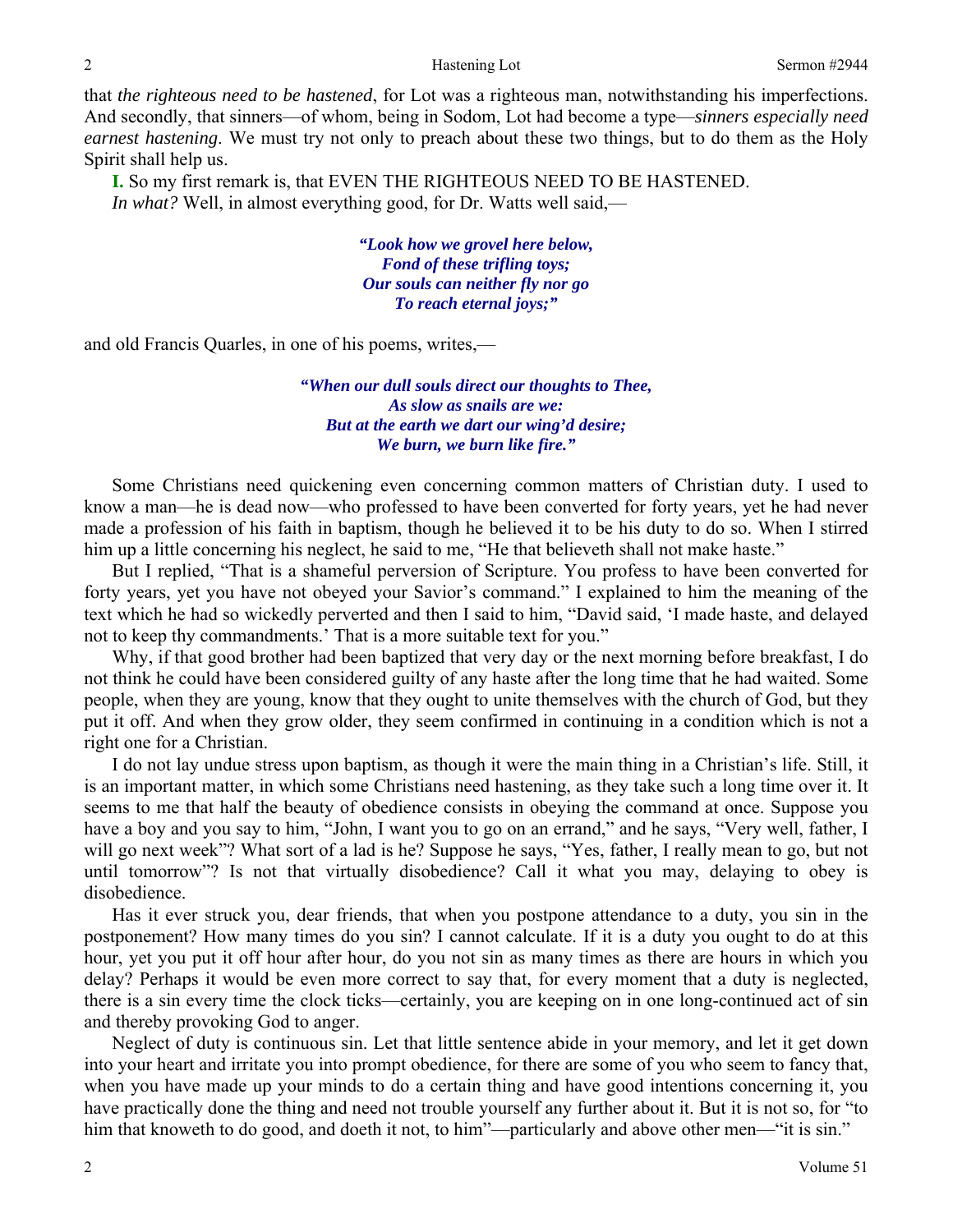that *the righteous need to be hastened*, for Lot was a righteous man, notwithstanding his imperfections. And secondly, that sinners—of whom, being in Sodom, Lot had become a type—*sinners especially need earnest hastening*. We must try not only to preach about these two things, but to do them as the Holy Spirit shall help us.

**I.** So my first remark is, that EVEN THE RIGHTEOUS NEED TO BE HASTENED.

*In what?* Well, in almost everything good, for Dr. Watts well said,—

> ***"Look how we grovel here below,***
> ***Fond of these trifling toys;***
> ***Our souls can neither fly nor go***
> ***To reach eternal joys;"***

and old Francis Quarles, in one of his poems, writes,—

> ***"When our dull souls direct our thoughts to Thee,***
> ***As slow as snails are we:***
> ***But at the earth we dart our wing'd desire;***
> ***We burn, we burn like fire."***

Some Christians need quickening even concerning common matters of Christian duty. I used to know a man—he is dead now—who professed to have been converted for forty years, yet he had never made a profession of his faith in baptism, though he believed it to be his duty to do so. When I stirred him up a little concerning his neglect, he said to me, "He that believeth shall not make haste."

But I replied, "That is a shameful perversion of Scripture. You profess to have been converted for forty years, yet you have not obeyed your Savior's command." I explained to him the meaning of the text which he had so wickedly perverted and then I said to him, "David said, 'I made haste, and delayed not to keep thy commandments.' That is a more suitable text for you."

Why, if that good brother had been baptized that very day or the next morning before breakfast, I do not think he could have been considered guilty of any haste after the long time that he had waited. Some people, when they are young, know that they ought to unite themselves with the church of God, but they put it off. And when they grow older, they seem confirmed in continuing in a condition which is not a right one for a Christian.

I do not lay undue stress upon baptism, as though it were the main thing in a Christian's life. Still, it is an important matter, in which some Christians need hastening, as they take such a long time over it. It seems to me that half the beauty of obedience consists in obeying the command at once. Suppose you have a boy and you say to him, "John, I want you to go on an errand," and he says, "Very well, father, I will go next week"? What sort of a lad is he? Suppose he says, "Yes, father, I really mean to go, but not until tomorrow"? Is not that virtually disobedience? Call it what you may, delaying to obey is disobedience.

Has it ever struck you, dear friends, that when you postpone attendance to a duty, you sin in the postponement? How many times do you sin? I cannot calculate. If it is a duty you ought to do at this hour, yet you put it off hour after hour, do you not sin as many times as there are hours in which you delay? Perhaps it would be even more correct to say that, for every moment that a duty is neglected, there is a sin every time the clock ticks—certainly, you are keeping on in one long-continued act of sin and thereby provoking God to anger.

Neglect of duty is continuous sin. Let that little sentence abide in your memory, and let it get down into your heart and irritate you into prompt obedience, for there are some of you who seem to fancy that, when you have made up your minds to do a certain thing and have good intentions concerning it, you have practically done the thing and need not trouble yourself any further about it. But it is not so, for "to him that knoweth to do good, and doeth it not, to him"—particularly and above other men—"it is sin."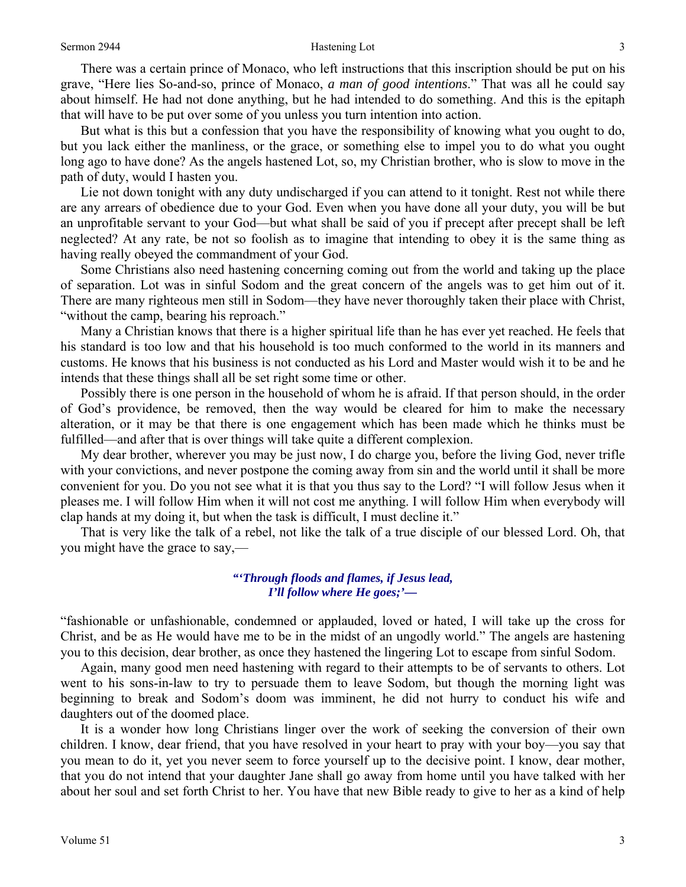There was a certain prince of Monaco, who left instructions that this inscription should be put on his grave, "Here lies So-and-so, prince of Monaco, *a man of good intentions*." That was all he could say about himself. He had not done anything, but he had intended to do something. And this is the epitaph that will have to be put over some of you unless you turn intention into action.

But what is this but a confession that you have the responsibility of knowing what you ought to do, but you lack either the manliness, or the grace, or something else to impel you to do what you ought long ago to have done? As the angels hastened Lot, so, my Christian brother, who is slow to move in the path of duty, would I hasten you.

Lie not down tonight with any duty undischarged if you can attend to it tonight. Rest not while there are any arrears of obedience due to your God. Even when you have done all your duty, you will be but an unprofitable servant to your God—but what shall be said of you if precept after precept shall be left neglected? At any rate, be not so foolish as to imagine that intending to obey it is the same thing as having really obeyed the commandment of your God.

Some Christians also need hastening concerning coming out from the world and taking up the place of separation. Lot was in sinful Sodom and the great concern of the angels was to get him out of it. There are many righteous men still in Sodom—they have never thoroughly taken their place with Christ, "without the camp, bearing his reproach."

Many a Christian knows that there is a higher spiritual life than he has ever yet reached. He feels that his standard is too low and that his household is too much conformed to the world in its manners and customs. He knows that his business is not conducted as his Lord and Master would wish it to be and he intends that these things shall all be set right some time or other.

Possibly there is one person in the household of whom he is afraid. If that person should, in the order of God's providence, be removed, then the way would be cleared for him to make the necessary alteration, or it may be that there is one engagement which has been made which he thinks must be fulfilled—and after that is over things will take quite a different complexion.

My dear brother, wherever you may be just now, I do charge you, before the living God, never trifle with your convictions, and never postpone the coming away from sin and the world until it shall be more convenient for you. Do you not see what it is that you thus say to the Lord? "I will follow Jesus when it pleases me. I will follow Him when it will not cost me anything. I will follow Him when everybody will clap hands at my doing it, but when the task is difficult, I must decline it."

That is very like the talk of a rebel, not like the talk of a true disciple of our blessed Lord. Oh, that you might have the grace to say,—

> ***"'Through floods and flames, if Jesus lead,***
> ***I'll follow where He goes;'—***

"fashionable or unfashionable, condemned or applauded, loved or hated, I will take up the cross for Christ, and be as He would have me to be in the midst of an ungodly world." The angels are hastening you to this decision, dear brother, as once they hastened the lingering Lot to escape from sinful Sodom.

Again, many good men need hastening with regard to their attempts to be of servants to others. Lot went to his sons-in-law to try to persuade them to leave Sodom, but though the morning light was beginning to break and Sodom's doom was imminent, he did not hurry to conduct his wife and daughters out of the doomed place.

It is a wonder how long Christians linger over the work of seeking the conversion of their own children. I know, dear friend, that you have resolved in your heart to pray with your boy—you say that you mean to do it, yet you never seem to force yourself up to the decisive point. I know, dear mother, that you do not intend that your daughter Jane shall go away from home until you have talked with her about her soul and set forth Christ to her. You have that new Bible ready to give to her as a kind of help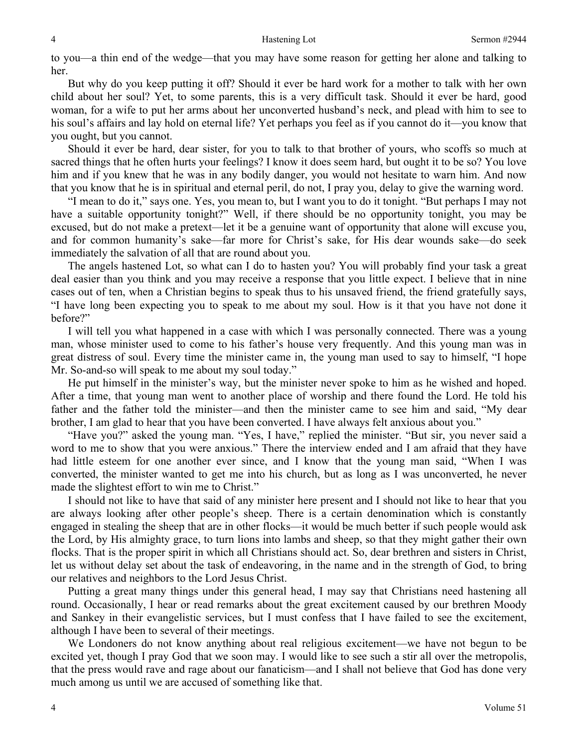to you—a thin end of the wedge—that you may have some reason for getting her alone and talking to her.

But why do you keep putting it off? Should it ever be hard work for a mother to talk with her own child about her soul? Yet, to some parents, this is a very difficult task. Should it ever be hard, good woman, for a wife to put her arms about her unconverted husband's neck, and plead with him to see to his soul's affairs and lay hold on eternal life? Yet perhaps you feel as if you cannot do it—you know that you ought, but you cannot.

Should it ever be hard, dear sister, for you to talk to that brother of yours, who scoffs so much at sacred things that he often hurts your feelings? I know it does seem hard, but ought it to be so? You love him and if you knew that he was in any bodily danger, you would not hesitate to warn him. And now that you know that he is in spiritual and eternal peril, do not, I pray you, delay to give the warning word.

"I mean to do it," says one. Yes, you mean to, but I want you to do it tonight. "But perhaps I may not have a suitable opportunity tonight?" Well, if there should be no opportunity tonight, you may be excused, but do not make a pretext—let it be a genuine want of opportunity that alone will excuse you, and for common humanity's sake—far more for Christ's sake, for His dear wounds sake—do seek immediately the salvation of all that are round about you.

The angels hastened Lot, so what can I do to hasten you? You will probably find your task a great deal easier than you think and you may receive a response that you little expect. I believe that in nine cases out of ten, when a Christian begins to speak thus to his unsaved friend, the friend gratefully says, "I have long been expecting you to speak to me about my soul. How is it that you have not done it before?"

I will tell you what happened in a case with which I was personally connected. There was a young man, whose minister used to come to his father's house very frequently. And this young man was in great distress of soul. Every time the minister came in, the young man used to say to himself, "I hope Mr. So-and-so will speak to me about my soul today."

He put himself in the minister's way, but the minister never spoke to him as he wished and hoped. After a time, that young man went to another place of worship and there found the Lord. He told his father and the father told the minister—and then the minister came to see him and said, "My dear brother, I am glad to hear that you have been converted. I have always felt anxious about you."

"Have you?" asked the young man. "Yes, I have," replied the minister. "But sir, you never said a word to me to show that you were anxious." There the interview ended and I am afraid that they have had little esteem for one another ever since, and I know that the young man said, "When I was converted, the minister wanted to get me into his church, but as long as I was unconverted, he never made the slightest effort to win me to Christ."

I should not like to have that said of any minister here present and I should not like to hear that you are always looking after other people's sheep. There is a certain denomination which is constantly engaged in stealing the sheep that are in other flocks—it would be much better if such people would ask the Lord, by His almighty grace, to turn lions into lambs and sheep, so that they might gather their own flocks. That is the proper spirit in which all Christians should act. So, dear brethren and sisters in Christ, let us without delay set about the task of endeavoring, in the name and in the strength of God, to bring our relatives and neighbors to the Lord Jesus Christ.

Putting a great many things under this general head, I may say that Christians need hastening all round. Occasionally, I hear or read remarks about the great excitement caused by our brethren Moody and Sankey in their evangelistic services, but I must confess that I have failed to see the excitement, although I have been to several of their meetings.

We Londoners do not know anything about real religious excitement—we have not begun to be excited yet, though I pray God that we soon may. I would like to see such a stir all over the metropolis, that the press would rave and rage about our fanaticism—and I shall not believe that God has done very much among us until we are accused of something like that.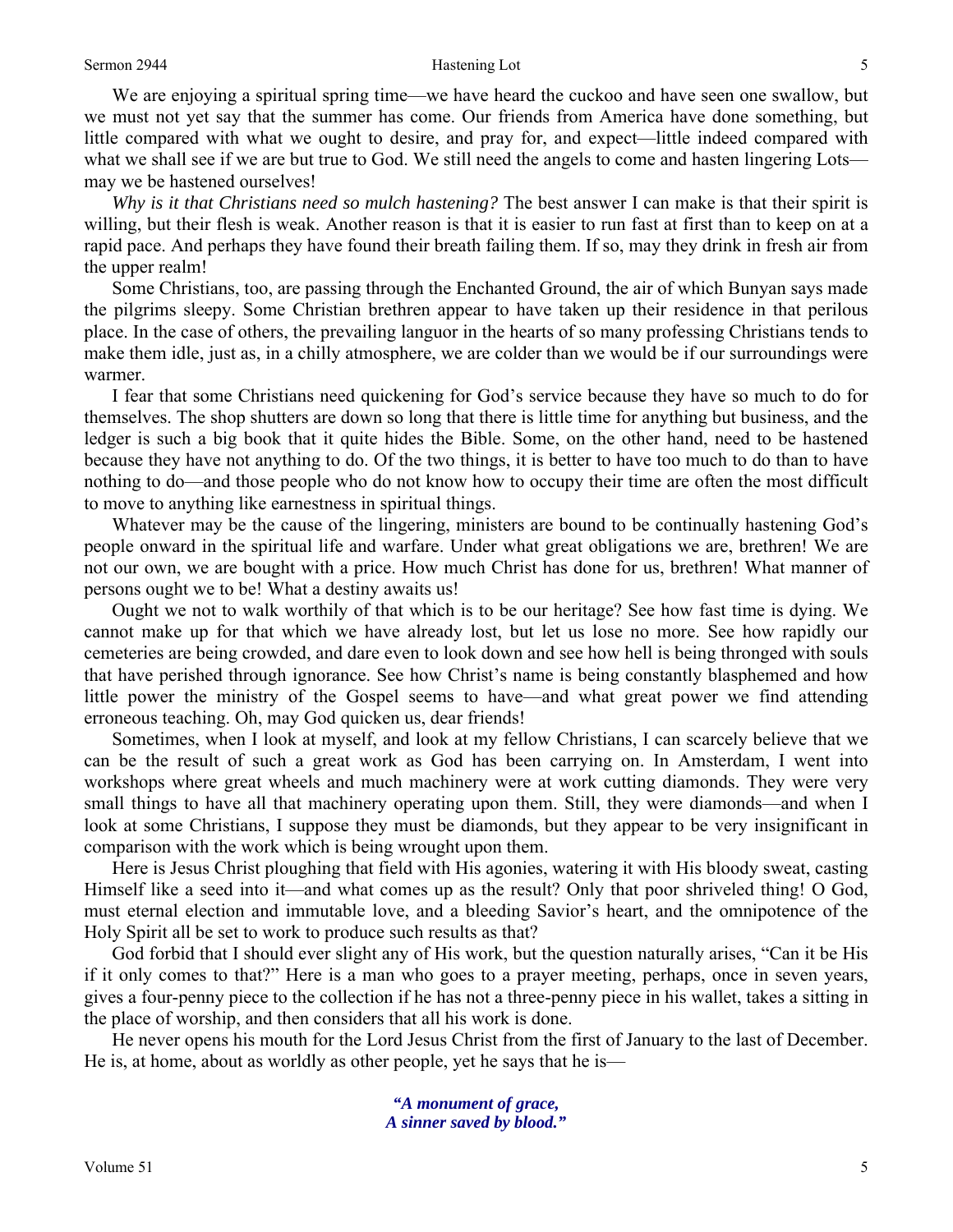We are enjoying a spiritual spring time—we have heard the cuckoo and have seen one swallow, but we must not yet say that the summer has come. Our friends from America have done something, but little compared with what we ought to desire, and pray for, and expect—little indeed compared with what we shall see if we are but true to God. We still need the angels to come and hasten lingering Lots—may we be hastened ourselves!

*Why is it that Christians need so mulch hastening?* The best answer I can make is that their spirit is willing, but their flesh is weak. Another reason is that it is easier to run fast at first than to keep on at a rapid pace. And perhaps they have found their breath failing them. If so, may they drink in fresh air from the upper realm!

Some Christians, too, are passing through the Enchanted Ground, the air of which Bunyan says made the pilgrims sleepy. Some Christian brethren appear to have taken up their residence in that perilous place. In the case of others, the prevailing languor in the hearts of so many professing Christians tends to make them idle, just as, in a chilly atmosphere, we are colder than we would be if our surroundings were warmer.

I fear that some Christians need quickening for God's service because they have so much to do for themselves. The shop shutters are down so long that there is little time for anything but business, and the ledger is such a big book that it quite hides the Bible. Some, on the other hand, need to be hastened because they have not anything to do. Of the two things, it is better to have too much to do than to have nothing to do—and those people who do not know how to occupy their time are often the most difficult to move to anything like earnestness in spiritual things.

Whatever may be the cause of the lingering, ministers are bound to be continually hastening God's people onward in the spiritual life and warfare. Under what great obligations we are, brethren! We are not our own, we are bought with a price. How much Christ has done for us, brethren! What manner of persons ought we to be! What a destiny awaits us!

Ought we not to walk worthily of that which is to be our heritage? See how fast time is dying. We cannot make up for that which we have already lost, but let us lose no more. See how rapidly our cemeteries are being crowded, and dare even to look down and see how hell is being thronged with souls that have perished through ignorance. See how Christ's name is being constantly blasphemed and how little power the ministry of the Gospel seems to have—and what great power we find attending erroneous teaching. Oh, may God quicken us, dear friends!

Sometimes, when I look at myself, and look at my fellow Christians, I can scarcely believe that we can be the result of such a great work as God has been carrying on. In Amsterdam, I went into workshops where great wheels and much machinery were at work cutting diamonds. They were very small things to have all that machinery operating upon them. Still, they were diamonds—and when I look at some Christians, I suppose they must be diamonds, but they appear to be very insignificant in comparison with the work which is being wrought upon them.

Here is Jesus Christ ploughing that field with His agonies, watering it with His bloody sweat, casting Himself like a seed into it—and what comes up as the result? Only that poor shriveled thing! O God, must eternal election and immutable love, and a bleeding Savior's heart, and the omnipotence of the Holy Spirit all be set to work to produce such results as that?

God forbid that I should ever slight any of His work, but the question naturally arises, "Can it be His if it only comes to that?" Here is a man who goes to a prayer meeting, perhaps, once in seven years, gives a four-penny piece to the collection if he has not a three-penny piece in his wallet, takes a sitting in the place of worship, and then considers that all his work is done.

He never opens his mouth for the Lord Jesus Christ from the first of January to the last of December. He is, at home, about as worldly as other people, yet he says that he is—

> ***"A monument of grace,***
> ***A sinner saved by blood."***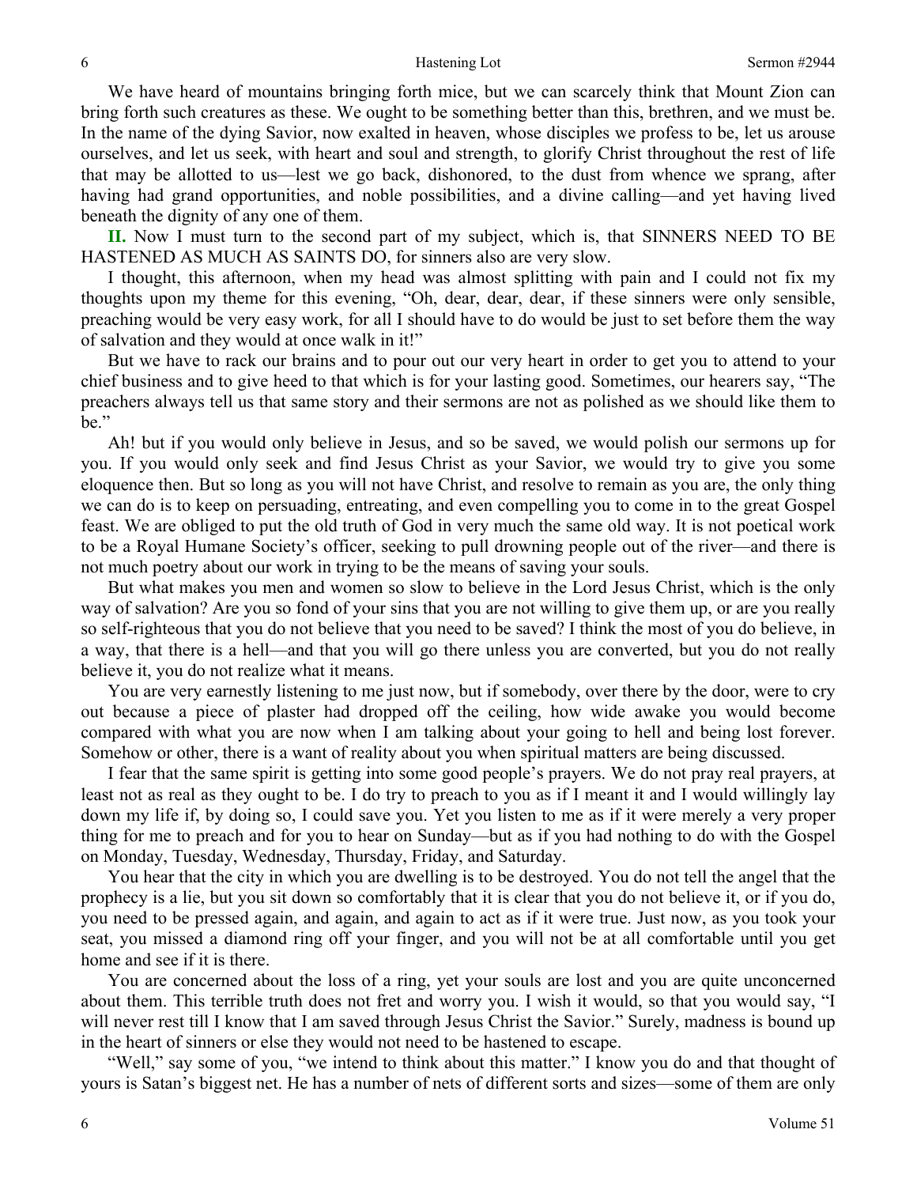We have heard of mountains bringing forth mice, but we can scarcely think that Mount Zion can bring forth such creatures as these. We ought to be something better than this, brethren, and we must be. In the name of the dying Savior, now exalted in heaven, whose disciples we profess to be, let us arouse ourselves, and let us seek, with heart and soul and strength, to glorify Christ throughout the rest of life that may be allotted to us—lest we go back, dishonored, to the dust from whence we sprang, after having had grand opportunities, and noble possibilities, and a divine calling—and yet having lived beneath the dignity of any one of them.

**II.** Now I must turn to the second part of my subject, which is, that SINNERS NEED TO BE HASTENED AS MUCH AS SAINTS DO, for sinners also are very slow.

I thought, this afternoon, when my head was almost splitting with pain and I could not fix my thoughts upon my theme for this evening, "Oh, dear, dear, dear, if these sinners were only sensible, preaching would be very easy work, for all I should have to do would be just to set before them the way of salvation and they would at once walk in it!"

But we have to rack our brains and to pour out our very heart in order to get you to attend to your chief business and to give heed to that which is for your lasting good. Sometimes, our hearers say, "The preachers always tell us that same story and their sermons are not as polished as we should like them to be."

Ah! but if you would only believe in Jesus, and so be saved, we would polish our sermons up for you. If you would only seek and find Jesus Christ as your Savior, we would try to give you some eloquence then. But so long as you will not have Christ, and resolve to remain as you are, the only thing we can do is to keep on persuading, entreating, and even compelling you to come in to the great Gospel feast. We are obliged to put the old truth of God in very much the same old way. It is not poetical work to be a Royal Humane Society's officer, seeking to pull drowning people out of the river—and there is not much poetry about our work in trying to be the means of saving your souls.

But what makes you men and women so slow to believe in the Lord Jesus Christ, which is the only way of salvation? Are you so fond of your sins that you are not willing to give them up, or are you really so self-righteous that you do not believe that you need to be saved? I think the most of you do believe, in a way, that there is a hell—and that you will go there unless you are converted, but you do not really believe it, you do not realize what it means.

You are very earnestly listening to me just now, but if somebody, over there by the door, were to cry out because a piece of plaster had dropped off the ceiling, how wide awake you would become compared with what you are now when I am talking about your going to hell and being lost forever. Somehow or other, there is a want of reality about you when spiritual matters are being discussed.

I fear that the same spirit is getting into some good people's prayers. We do not pray real prayers, at least not as real as they ought to be. I do try to preach to you as if I meant it and I would willingly lay down my life if, by doing so, I could save you. Yet you listen to me as if it were merely a very proper thing for me to preach and for you to hear on Sunday—but as if you had nothing to do with the Gospel on Monday, Tuesday, Wednesday, Thursday, Friday, and Saturday.

You hear that the city in which you are dwelling is to be destroyed. You do not tell the angel that the prophecy is a lie, but you sit down so comfortably that it is clear that you do not believe it, or if you do, you need to be pressed again, and again, and again to act as if it were true. Just now, as you took your seat, you missed a diamond ring off your finger, and you will not be at all comfortable until you get home and see if it is there.

You are concerned about the loss of a ring, yet your souls are lost and you are quite unconcerned about them. This terrible truth does not fret and worry you. I wish it would, so that you would say, "I will never rest till I know that I am saved through Jesus Christ the Savior." Surely, madness is bound up in the heart of sinners or else they would not need to be hastened to escape.

"Well," say some of you, "we intend to think about this matter." I know you do and that thought of yours is Satan's biggest net. He has a number of nets of different sorts and sizes—some of them are only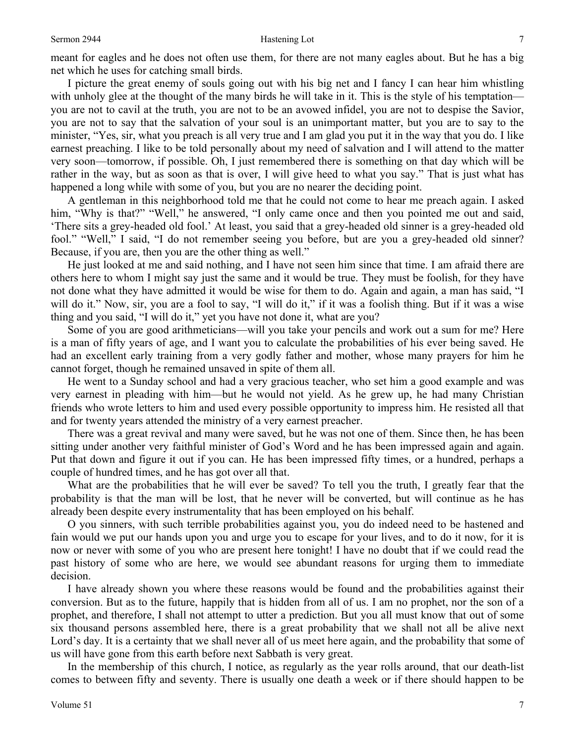meant for eagles and he does not often use them, for there are not many eagles about. But he has a big net which he uses for catching small birds.

I picture the great enemy of souls going out with his big net and I fancy I can hear him whistling with unholy glee at the thought of the many birds he will take in it. This is the style of his temptation—you are not to cavil at the truth, you are not to be an avowed infidel, you are not to despise the Savior, you are not to say that the salvation of your soul is an unimportant matter, but you are to say to the minister, "Yes, sir, what you preach is all very true and I am glad you put it in the way that you do. I like earnest preaching. I like to be told personally about my need of salvation and I will attend to the matter very soon—tomorrow, if possible. Oh, I just remembered there is something on that day which will be rather in the way, but as soon as that is over, I will give heed to what you say." That is just what has happened a long while with some of you, but you are no nearer the deciding point.

A gentleman in this neighborhood told me that he could not come to hear me preach again. I asked him, "Why is that?" "Well," he answered, "I only came once and then you pointed me out and said, 'There sits a grey-headed old fool.' At least, you said that a grey-headed old sinner is a grey-headed old fool." "Well," I said, "I do not remember seeing you before, but are you a grey-headed old sinner? Because, if you are, then you are the other thing as well."

He just looked at me and said nothing, and I have not seen him since that time. I am afraid there are others here to whom I might say just the same and it would be true. They must be foolish, for they have not done what they have admitted it would be wise for them to do. Again and again, a man has said, "I will do it." Now, sir, you are a fool to say, "I will do it," if it was a foolish thing. But if it was a wise thing and you said, "I will do it," yet you have not done it, what are you?

Some of you are good arithmeticians—will you take your pencils and work out a sum for me? Here is a man of fifty years of age, and I want you to calculate the probabilities of his ever being saved. He had an excellent early training from a very godly father and mother, whose many prayers for him he cannot forget, though he remained unsaved in spite of them all.

He went to a Sunday school and had a very gracious teacher, who set him a good example and was very earnest in pleading with him—but he would not yield. As he grew up, he had many Christian friends who wrote letters to him and used every possible opportunity to impress him. He resisted all that and for twenty years attended the ministry of a very earnest preacher.

There was a great revival and many were saved, but he was not one of them. Since then, he has been sitting under another very faithful minister of God's Word and he has been impressed again and again. Put that down and figure it out if you can. He has been impressed fifty times, or a hundred, perhaps a couple of hundred times, and he has got over all that.

What are the probabilities that he will ever be saved? To tell you the truth, I greatly fear that the probability is that the man will be lost, that he never will be converted, but will continue as he has already been despite every instrumentality that has been employed on his behalf.

O you sinners, with such terrible probabilities against you, you do indeed need to be hastened and fain would we put our hands upon you and urge you to escape for your lives, and to do it now, for it is now or never with some of you who are present here tonight! I have no doubt that if we could read the past history of some who are here, we would see abundant reasons for urging them to immediate decision.

I have already shown you where these reasons would be found and the probabilities against their conversion. But as to the future, happily that is hidden from all of us. I am no prophet, nor the son of a prophet, and therefore, I shall not attempt to utter a prediction. But you all must know that out of some six thousand persons assembled here, there is a great probability that we shall not all be alive next Lord's day. It is a certainty that we shall never all of us meet here again, and the probability that some of us will have gone from this earth before next Sabbath is very great.

In the membership of this church, I notice, as regularly as the year rolls around, that our death-list comes to between fifty and seventy. There is usually one death a week or if there should happen to be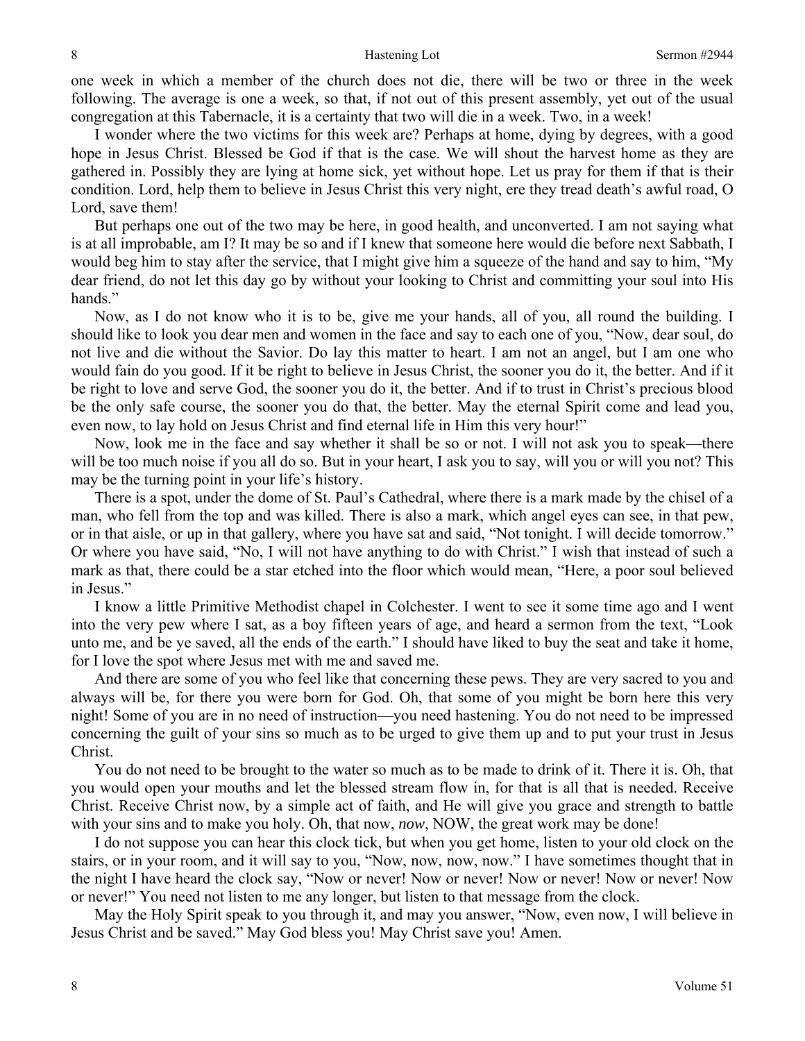one week in which a member of the church does not die, there will be two or three in the week following. The average is one a week, so that, if not out of this present assembly, yet out of the usual congregation at this Tabernacle, it is a certainty that two will die in a week. Two, in a week!

I wonder where the two victims for this week are? Perhaps at home, dying by degrees, with a good hope in Jesus Christ. Blessed be God if that is the case. We will shout the harvest home as they are gathered in. Possibly they are lying at home sick, yet without hope. Let us pray for them if that is their condition. Lord, help them to believe in Jesus Christ this very night, ere they tread death's awful road, O Lord, save them!

But perhaps one out of the two may be here, in good health, and unconverted. I am not saying what is at all improbable, am I? It may be so and if I knew that someone here would die before next Sabbath, I would beg him to stay after the service, that I might give him a squeeze of the hand and say to him, "My dear friend, do not let this day go by without your looking to Christ and committing your soul into His hands."

Now, as I do not know who it is to be, give me your hands, all of you, all round the building. I should like to look you dear men and women in the face and say to each one of you, "Now, dear soul, do not live and die without the Savior. Do lay this matter to heart. I am not an angel, but I am one who would fain do you good. If it be right to believe in Jesus Christ, the sooner you do it, the better. And if it be right to love and serve God, the sooner you do it, the better. And if to trust in Christ's precious blood be the only safe course, the sooner you do that, the better. May the eternal Spirit come and lead you, even now, to lay hold on Jesus Christ and find eternal life in Him this very hour!"

Now, look me in the face and say whether it shall be so or not. I will not ask you to speak—there will be too much noise if you all do so. But in your heart, I ask you to say, will you or will you not? This may be the turning point in your life's history.

There is a spot, under the dome of St. Paul's Cathedral, where there is a mark made by the chisel of a man, who fell from the top and was killed. There is also a mark, which angel eyes can see, in that pew, or in that aisle, or up in that gallery, where you have sat and said, "Not tonight. I will decide tomorrow." Or where you have said, "No, I will not have anything to do with Christ." I wish that instead of such a mark as that, there could be a star etched into the floor which would mean, "Here, a poor soul believed in Jesus."

I know a little Primitive Methodist chapel in Colchester. I went to see it some time ago and I went into the very pew where I sat, as a boy fifteen years of age, and heard a sermon from the text, "Look unto me, and be ye saved, all the ends of the earth." I should have liked to buy the seat and take it home, for I love the spot where Jesus met with me and saved me.

And there are some of you who feel like that concerning these pews. They are very sacred to you and always will be, for there you were born for God. Oh, that some of you might be born here this very night! Some of you are in no need of instruction—you need hastening. You do not need to be impressed concerning the guilt of your sins so much as to be urged to give them up and to put your trust in Jesus Christ.

You do not need to be brought to the water so much as to be made to drink of it. There it is. Oh, that you would open your mouths and let the blessed stream flow in, for that is all that is needed. Receive Christ. Receive Christ now, by a simple act of faith, and He will give you grace and strength to battle with your sins and to make you holy. Oh, that now, *now*, NOW, the great work may be done!

I do not suppose you can hear this clock tick, but when you get home, listen to your old clock on the stairs, or in your room, and it will say to you, "Now, now, now, now." I have sometimes thought that in the night I have heard the clock say, "Now or never! Now or never! Now or never! Now or never! Now or never!" You need not listen to me any longer, but listen to that message from the clock.

May the Holy Spirit speak to you through it, and may you answer, "Now, even now, I will believe in Jesus Christ and be saved." May God bless you! May Christ save you! Amen.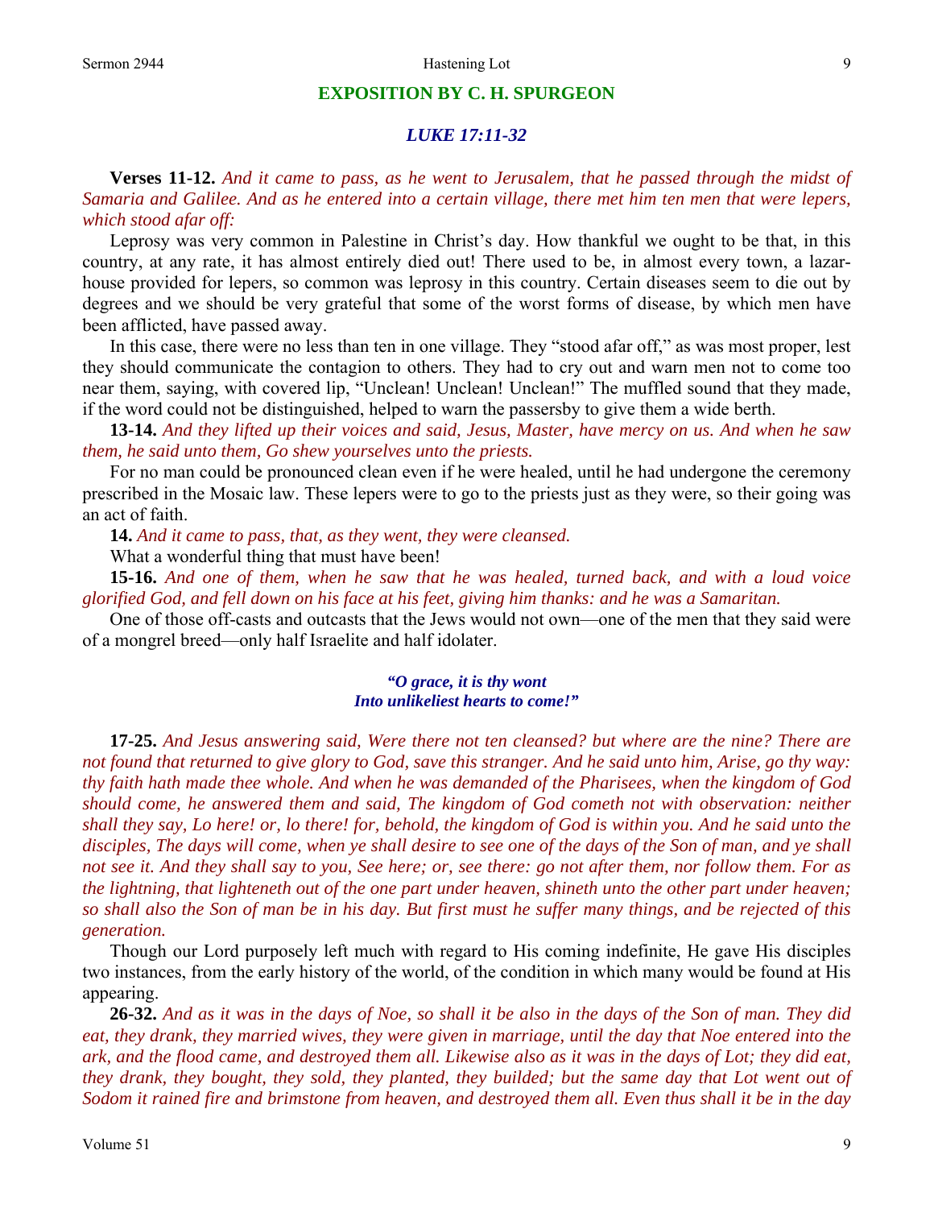## EXPOSITION BY C. H. SPURGEON

### *LUKE 17:11-32*

**Verses 11-12.** *And it came to pass, as he went to Jerusalem, that he passed through the midst of Samaria and Galilee. And as he entered into a certain village, there met him ten men that were lepers, which stood afar off:*

Leprosy was very common in Palestine in Christ's day. How thankful we ought to be that, in this country, at any rate, it has almost entirely died out! There used to be, in almost every town, a lazar-house provided for lepers, so common was leprosy in this country. Certain diseases seem to die out by degrees and we should be very grateful that some of the worst forms of disease, by which men have been afflicted, have passed away.

In this case, there were no less than ten in one village. They "stood afar off," as was most proper, lest they should communicate the contagion to others. They had to cry out and warn men not to come too near them, saying, with covered lip, "Unclean! Unclean! Unclean!" The muffled sound that they made, if the word could not be distinguished, helped to warn the passersby to give them a wide berth.

**13-14.** *And they lifted up their voices and said, Jesus, Master, have mercy on us. And when he saw them, he said unto them, Go shew yourselves unto the priests.*

For no man could be pronounced clean even if he were healed, until he had undergone the ceremony prescribed in the Mosaic law. These lepers were to go to the priests just as they were, so their going was an act of faith.

**14.** *And it came to pass, that, as they went, they were cleansed.*

What a wonderful thing that must have been!

**15-16.** *And one of them, when he saw that he was healed, turned back, and with a loud voice glorified God, and fell down on his face at his feet, giving him thanks: and he was a Samaritan.*

One of those off-casts and outcasts that the Jews would not own—one of the men that they said were of a mongrel breed—only half Israelite and half idolater.

> ***"O grace, it is thy wont***
> ***Into unlikeliest hearts to come!"***

**17-25.** *And Jesus answering said, Were there not ten cleansed? but where are the nine? There are not found that returned to give glory to God, save this stranger. And he said unto him, Arise, go thy way: thy faith hath made thee whole. And when he was demanded of the Pharisees, when the kingdom of God should come, he answered them and said, The kingdom of God cometh not with observation: neither shall they say, Lo here! or, lo there! for, behold, the kingdom of God is within you. And he said unto the disciples, The days will come, when ye shall desire to see one of the days of the Son of man, and ye shall not see it. And they shall say to you, See here; or, see there: go not after them, nor follow them. For as the lightning, that lighteneth out of the one part under heaven, shineth unto the other part under heaven; so shall also the Son of man be in his day. But first must he suffer many things, and be rejected of this generation.*

Though our Lord purposely left much with regard to His coming indefinite, He gave His disciples two instances, from the early history of the world, of the condition in which many would be found at His appearing.

**26-32.** *And as it was in the days of Noe, so shall it be also in the days of the Son of man. They did eat, they drank, they married wives, they were given in marriage, until the day that Noe entered into the ark, and the flood came, and destroyed them all. Likewise also as it was in the days of Lot; they did eat, they drank, they bought, they sold, they planted, they builded; but the same day that Lot went out of Sodom it rained fire and brimstone from heaven, and destroyed them all. Even thus shall it be in the day*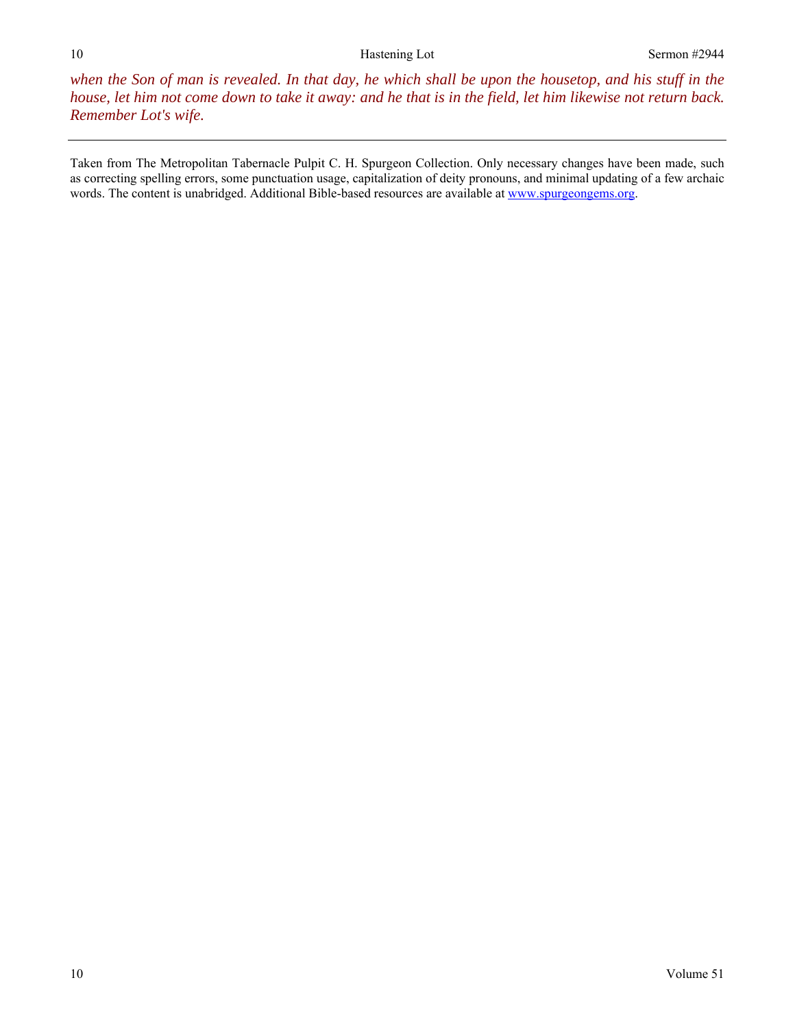*when the Son of man is revealed. In that day, he which shall be upon the housetop, and his stuff in the house, let him not come down to take it away: and he that is in the field, let him likewise not return back. Remember Lot's wife.*

---

Taken from The Metropolitan Tabernacle Pulpit C. H. Spurgeon Collection. Only necessary changes have been made, such as correcting spelling errors, some punctuation usage, capitalization of deity pronouns, and minimal updating of a few archaic words. The content is unabridged. Additional Bible-based resources are available at www.spurgeongems.org.